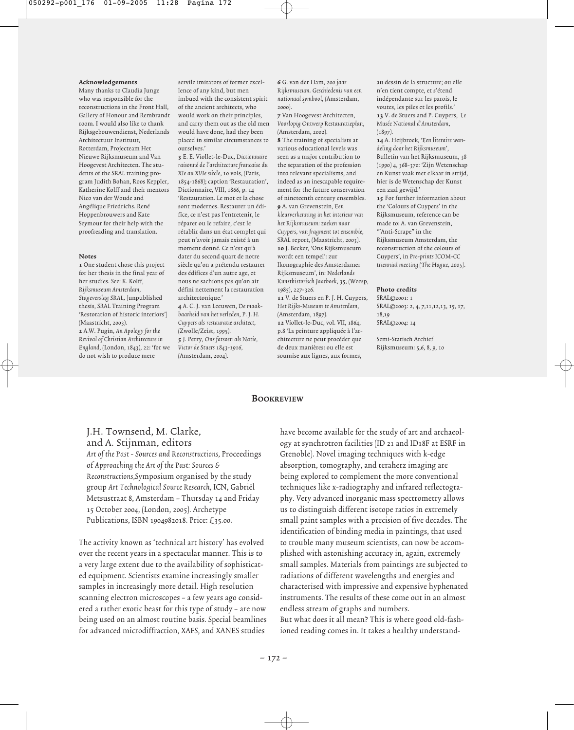**Acknowledgements**

Many thanks to Claudia Junge who was responsible for the reconstructions in the Front Hall, Gallery of Honour and Rembrandt room. I would also like to thank Rijksgebouwendienst, Nederlands Architectuur Instituut, Rotterdam, Projecteam Het Nieuwe Rijksmuseum and Van Hoogevest Architecten. The students of the SRAL training program Judith Bohan, Roos Keppler, Katherine Kolff and their mentors Nico van der Woude and Angélique Friedrichs. René Hoppenbrouwers and Kate Seymour for their help with the proofreading and translation.

**Notes**

**1** One student chose this project for her thesis in the final year of her studies. See: K. Kolff, *Rijksmuseum Amsterdam, Stageverslag SRAL*, [unpublished thesis, SRAL Training Program 'Restoration of historic interiors'] (Maastricht, 2003).

**2** A.W. Pugin, *An Apology for the Revival of Christian Architecture in England*, (London, 1843), 22: 'for we do not wish to produce mere servile imitators of former excellence of any kind, but men imbued with the consistent spirit of the ancient architects, who would work on their principles, and carry them out as the old men would have done, had they been placed in similar circumstances to ourselves.'

**3** E. E. Viollet-le-Duc, *Dictionnaire raisonné de l'architecture francaise du XIe au XVIe siècle*, 10 vols, (Paris, 1854-1868); caption 'Restauration', Dictionnaire, VIII, 1866, p. 14 'Restauration. Le mot et la chose sont modernes. Restaurer un édifice, ce n'est pas l'entretenir, le réparer ou le refaire, c'est le rétablir dans un état complet qui peut n'avoir jamais existé à un moment donné. Ce n'est qu'à dater du second quart de notre siècle qu'on a prétendu restaurer des édifices d'un autre age, et nous ne sachions pas qu'on ait défini nettement la restauration architectonique.'

**4** A. C. J. van Leeuwen, *De maakbaarheid van het verleden, P. J. H. Cuypers als restauratie architect*, (Zwolle/Zeist, 1995).

**5** J. Perry, *Ons fatsoen als Natie, Victor de Stuers 1843-1916*, (Amsterdam, 2004).

**6** G. van der Ham, *200 jaar Rijksmuseum. Geschiedenis van een nationaal symbool*, (Amsterdam, 2000).

**7** Van Hoogevest Architecten, *Voorlopig Ontwerp Restauratieplan*, (Amsterdam, 2002).

**8** The training of specialists at various educational levels was seen as a major contribution to the separation of the profession into relevant specialisms, and indeed as an inescapable requirement for the future conservation of nineteenth century ensembles.

**9** A. van Grevenstein, *Een kleurverkenning in het interieur van het Rijksmuseum: zoeken naar Cuypers, van fragment tot ensemble*, SRAL report, (Maastricht, 2003).

**10** J. Becker, 'Ons Rijksmuseum wordt een tempel': zur Ikonographie des Amsterdamer Rijksmuseum', in: *Nederlands Kunsthistorisch Jaarboek*, 35, (Weesp, 1985), 227-326.

**11** V. de Stuers en P. J. H. Cuypers, *Het Rijks-Museum te Amsterdam*, (Amsterdam, 1897).

**12** Viollet-le-Duc, vol. VII, 1864, p.8 'La peinture appliquée à l'architecture ne peut procéder que de deux manières: ou elle est soumise aux lignes, aux formes, au dessin de la structure; ou elle n'en tient compte, et s'étend indépendante sur les parois, le voutes, les piles et les profils.'

**13** V. de Stuers and P. Cuypers, *Le Musée National d'Amsterdam*, (1897).

**14** A. Heijbroek, '*Een literaire wandeling door het Rijksmuseum*', Bulletin van het Rijksmuseum, 38 (1990) 4, 368-370: 'Zijn Wetenschap en Kunst vaak met elkaar in strijd, hier is de Wetenschap der Kunst een zaal gewijd.'

**15** For further information about the 'Colours of Cuypers' in the Rijksmuseum, reference can be made to: A. van Grevenstein, '"Anti-Scrape" in the Rijksmuseum Amsterdam, the reconstruction of the colours of Cuypers', in *Pre-prints ICOM-CC triennial meeting (The Hague, 2005)*.

**Photo credits**

SRAL©2001: 1
SRAL©2003: 2, 4, 7,11,12,13, 15, 17, 18,19
SRAL©2004: 14

Semi-Statisch Archief Rijksmuseum: 5,6, 8, 9, 10

## Bookreview

### J.H. Townsend, M. Clarke, and A. Stijnman, editors

*Art of the Past - Sources and Reconstructions*, Proceedings of *Approaching the Art of the Past: Sources & Reconstructions*, Symposium organised by the study group *Art Technological Source Research*, ICN, Gabriël Metsustraat 8, Amsterdam – Thursday 14 and Friday 15 October 2004, (London, 2005). Archetype Publications, ISBN 1904982018. Price: £35.00.

The activity known as 'technical art history' has evolved over the recent years in a spectacular manner. This is to a very large extent due to the availability of sophisticated equipment. Scientists examine increasingly smaller samples in increasingly more detail. High resolution scanning electron microscopes – a few years ago considered a rather exotic beast for this type of study – are now being used on an almost routine basis. Special beamlines for advanced microdiffraction, XAFS, and XANES studies have become available for the study of art and archaeology at synchrotron facilities (ID 21 and ID18F at ESRF in Grenoble). Novel imaging techniques with k-edge absorption, tomography, and teraherz imaging are being explored to complement the more conventional techniques like x-radiography and infrared reflectography. Very advanced inorganic mass spectrometry allows us to distinguish different isotope ratios in extremely small paint samples with a precision of five decades. The identification of binding media in paintings, that used to trouble many museum scientists, can now be accomplished with astonishing accuracy in, again, extremely small samples. Materials from paintings are subjected to radiations of different wavelengths and energies and characterised with impressive and expensive hyphenated instruments. The results of these come out in an almost endless stream of graphs and numbers.

But what does it all mean? This is where good old-fashioned reading comes in. It takes a healthy understand-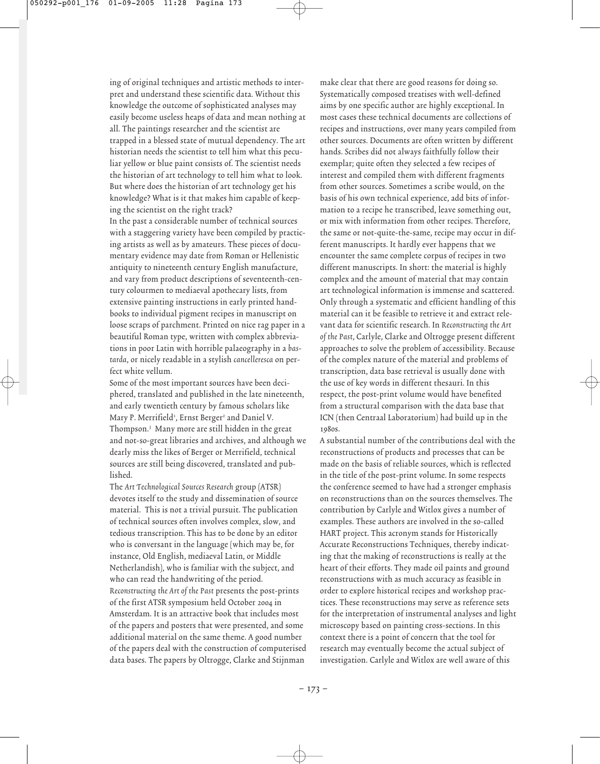ing of original techniques and artistic methods to interpret and understand these scientific data. Without this knowledge the outcome of sophisticated analyses may easily become useless heaps of data and mean nothing at all. The paintings researcher and the scientist are trapped in a blessed state of mutual dependency. The art historian needs the scientist to tell him what this peculiar yellow or blue paint consists of. The scientist needs the historian of art technology to tell him what to look. But where does the historian of art technology get his knowledge? What is it that makes him capable of keeping the scientist on the right track?

In the past a considerable number of technical sources with a staggering variety have been compiled by practicing artists as well as by amateurs. These pieces of documentary evidence may date from Roman or Hellenistic antiquity to nineteenth century English manufacture, and vary from product descriptions of seventeenth-century colourmen to mediaeval apothecary lists, from extensive painting instructions in early printed handbooks to individual pigment recipes in manuscript on loose scraps of parchment. Printed on nice rag paper in a beautiful Roman type, written with complex abbreviations in poor Latin with horrible palaeography in a *bastarda*, or nicely readable in a stylish *cancelleresca* on perfect white vellum.

Some of the most important sources have been deciphered, translated and published in the late nineteenth, and early twentieth century by famous scholars like Mary P. Merrifield[1], Ernst Berger[2] and Daniel V. Thompson.[3] Many more are still hidden in the great and not-so-great libraries and archives, and although we dearly miss the likes of Berger or Merrifield, technical sources are still being discovered, translated and published.

The *Art Technological Sources Research* group (ATSR) devotes itself to the study and dissemination of source material. This is not a trivial pursuit. The publication of technical sources often involves complex, slow, and tedious transcription. This has to be done by an editor who is conversant in the language (which may be, for instance, Old English, mediaeval Latin, or Middle Netherlandish), who is familiar with the subject, and who can read the handwriting of the period.

*Reconstructing the Art of the Past* presents the post-prints of the first ATSR symposium held October 2004 in Amsterdam. It is an attractive book that includes most of the papers and posters that were presented, and some additional material on the same theme. A good number of the papers deal with the construction of computerised data bases. The papers by Oltrogge, Clarke and Stijnman make clear that there are good reasons for doing so. Systematically composed treatises with well-defined aims by one specific author are highly exceptional. In most cases these technical documents are collections of recipes and instructions, over many years compiled from other sources. Documents are often written by different hands. Scribes did not always faithfully follow their exemplar; quite often they selected a few recipes of interest and compiled them with different fragments from other sources. Sometimes a scribe would, on the basis of his own technical experience, add bits of information to a recipe he transcribed, leave something out, or mix with information from other recipes. Therefore, the same or not-quite-the-same, recipe may occur in different manuscripts. It hardly ever happens that we encounter the same complete corpus of recipes in two different manuscripts. In short: the material is highly complex and the amount of material that may contain art technological information is immense and scattered. Only through a systematic and efficient handling of this material can it be feasible to retrieve it and extract relevant data for scientific research. In *Reconstructing the Art of the Past*, Carlyle, Clarke and Oltrogge present different approaches to solve the problem of accessibility. Because of the complex nature of the material and problems of transcription, data base retrieval is usually done with the use of key words in different thesauri. In this respect, the post-print volume would have benefited from a structural comparison with the data base that ICN (then Centraal Laboratorium) had build up in the 1980s.

A substantial number of the contributions deal with the reconstructions of products and processes that can be made on the basis of reliable sources, which is reflected in the title of the post-print volume. In some respects the conference seemed to have had a stronger emphasis on reconstructions than on the sources themselves. The contribution by Carlyle and Witlox gives a number of examples. These authors are involved in the so-called HART project. This acronym stands for Historically Accurate Reconstructions Techniques, thereby indicating that the making of reconstructions is really at the heart of their efforts. They made oil paints and ground reconstructions with as much accuracy as feasible in order to explore historical recipes and workshop practices. These reconstructions may serve as reference sets for the interpretation of instrumental analyses and light microscopy based on painting cross-sections. In this context there is a point of concern that the tool for research may eventually become the actual subject of investigation. Carlyle and Witlox are well aware of this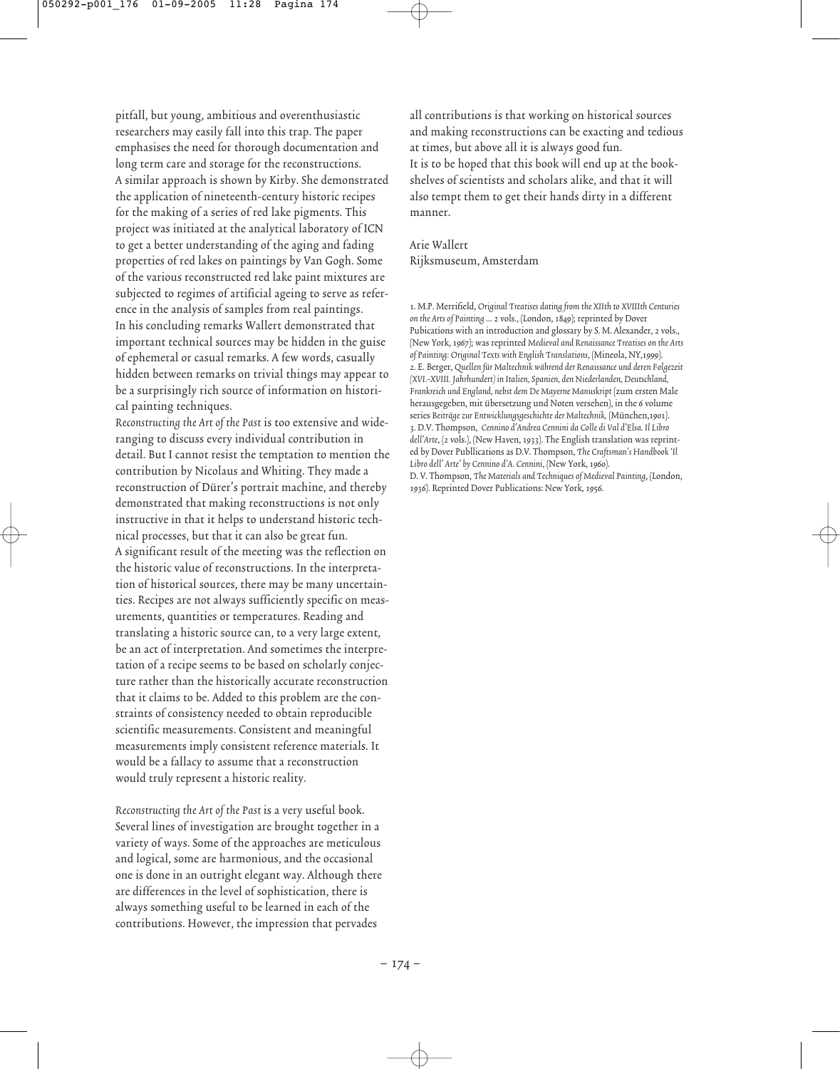pitfall, but young, ambitious and overenthusiastic researchers may easily fall into this trap. The paper emphasises the need for thorough documentation and long term care and storage for the reconstructions.

A similar approach is shown by Kirby. She demonstrated the application of nineteenth-century historic recipes for the making of a series of red lake pigments. This project was initiated at the analytical laboratory of ICN to get a better understanding of the aging and fading properties of red lakes on paintings by Van Gogh. Some of the various reconstructed red lake paint mixtures are subjected to regimes of artificial ageing to serve as reference in the analysis of samples from real paintings.

In his concluding remarks Wallert demonstrated that important technical sources may be hidden in the guise of ephemeral or casual remarks. A few words, casually hidden between remarks on trivial things may appear to be a surprisingly rich source of information on historical painting techniques.

*Reconstructing the Art of the Past* is too extensive and wide-ranging to discuss every individual contribution in detail. But I cannot resist the temptation to mention the contribution by Nicolaus and Whiting. They made a reconstruction of Dürer's portrait machine, and thereby demonstrated that making reconstructions is not only instructive in that it helps to understand historic technical processes, but that it can also be great fun.

A significant result of the meeting was the reflection on the historic value of reconstructions. In the interpretation of historical sources, there may be many uncertainties. Recipes are not always sufficiently specific on measurements, quantities or temperatures. Reading and translating a historic source can, to a very large extent, be an act of interpretation. And sometimes the interpretation of a recipe seems to be based on scholarly conjecture rather than the historically accurate reconstruction that it claims to be. Added to this problem are the constraints of consistency needed to obtain reproducible scientific measurements. Consistent and meaningful measurements imply consistent reference materials. It would be a fallacy to assume that a reconstruction would truly represent a historic reality.

*Reconstructing the Art of the Past* is a very useful book. Several lines of investigation are brought together in a variety of ways. Some of the approaches are meticulous and logical, some are harmonious, and the occasional one is done in an outright elegant way. Although there are differences in the level of sophistication, there is always something useful to be learned in each of the contributions. However, the impression that pervades all contributions is that working on historical sources and making reconstructions can be exacting and tedious at times, but above all it is always good fun.

It is to be hoped that this book will end up at the bookshelves of scientists and scholars alike, and that it will also tempt them to get their hands dirty in a different manner.

Arie Wallert
Rijksmuseum, Amsterdam

1. M.P. Merrifield, *Original Treatises dating from the XIIth to XVIIIth Centuries on the Arts of Painting ...* 2 vols., (London, 1849); reprinted by Dover Pubications with an introduction and glossary by S. M. Alexander, 2 vols., (New York, 1967); was reprinted *Medieval and Renaissance Treatises on the Arts of Painting: Original Texts with English Translations*, (Mineola, NY,1999).
2. E. Berger, *Quellen für Maltechnik während der Renaissance und deren Folgezeit (XVI.–XVIII. Jahrhundert) in Italien, Spanien, den Niederlanden, Deutschland, Frankreich und England, nebst dem De Mayerne Manuskript* (zum ersten Male herausgegeben, mit übersetzung und Noten versehen), in the 6 volume series *Beiträge zur Entwicklungsgeschichte der Maltechnik*, (München,1901).
3. D.V. Thompson, *Cennino d'Andrea Cennini da Colle di Val d'Elsa. Il Libro dell'Arte*, (2 vols.), (New Haven, 1933). The English translation was reprinted by Dover Publlications as D.V. Thompson, *The Craftsman's Handbook 'Il Libro dell' Arte' by Cennino d'A. Cennini*, (New York, 1960).
D. V. Thompson, *The Materials and Techniques of Medieval Painting*, (London, 1936). Reprinted Dover Publications: New York, 1956.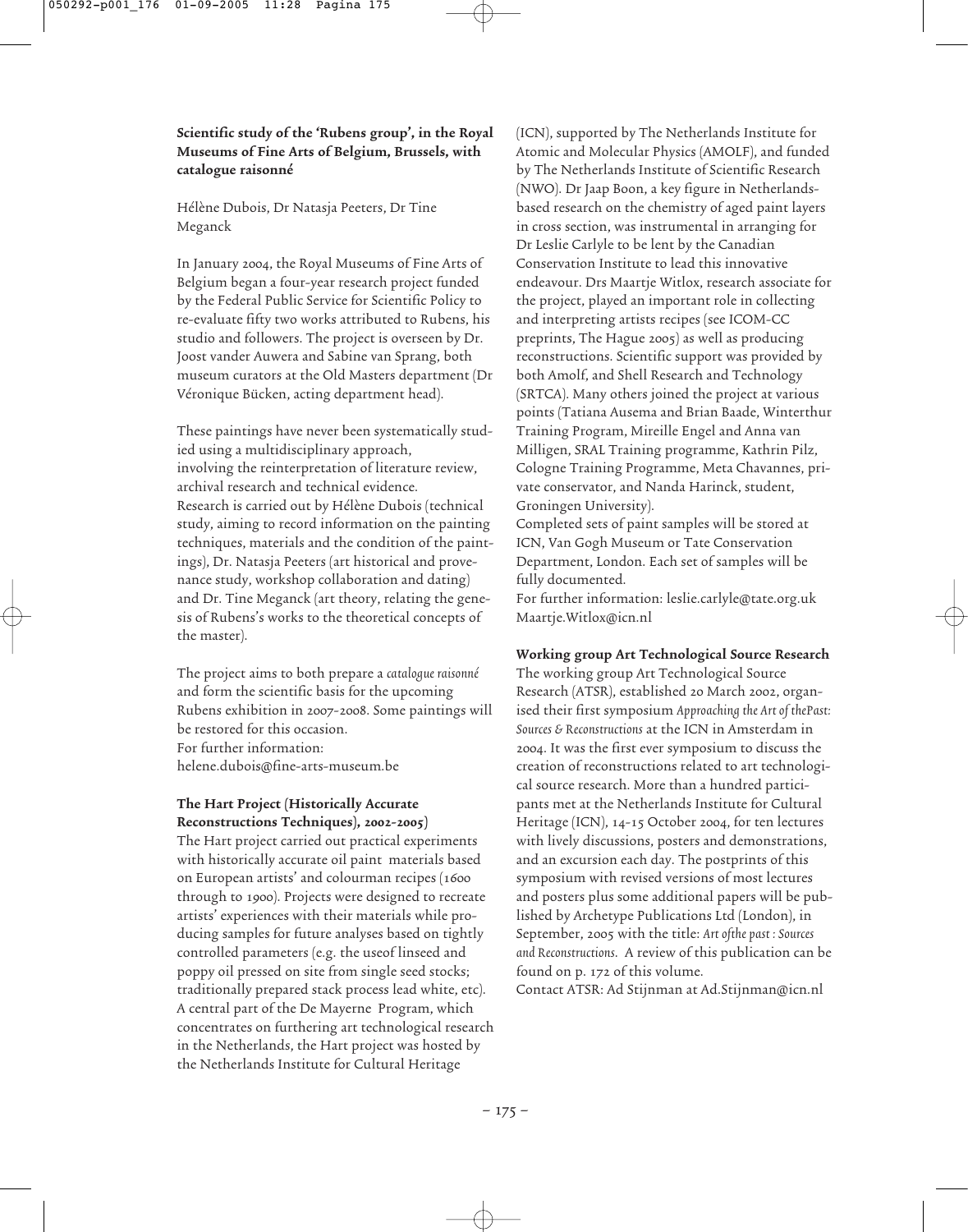### Scientific study of the 'Rubens group', in the Royal Museums of Fine Arts of Belgium, Brussels, with catalogue raisonné

Hélène Dubois, Dr Natasja Peeters, Dr Tine Meganck

In January 2004, the Royal Museums of Fine Arts of Belgium began a four-year research project funded by the Federal Public Service for Scientific Policy to re-evaluate fifty two works attributed to Rubens, his studio and followers. The project is overseen by Dr. Joost vander Auwera and Sabine van Sprang, both museum curators at the Old Masters department (Dr Véronique Bücken, acting department head).

These paintings have never been systematically studied using a multidisciplinary approach, involving the reinterpretation of literature review, archival research and technical evidence. Research is carried out by Hélène Dubois (technical study, aiming to record information on the painting techniques, materials and the condition of the paintings), Dr. Natasja Peeters (art historical and provenance study, workshop collaboration and dating) and Dr. Tine Meganck (art theory, relating the genesis of Rubens's works to the theoretical concepts of the master).

The project aims to both prepare a *catalogue raisonné* and form the scientific basis for the upcoming Rubens exhibition in 2007-2008. Some paintings will be restored for this occasion.
For further information:
helene.dubois@fine-arts-museum.be

### The Hart Project (Historically Accurate Reconstructions Techniques), 2002-2005)

The Hart project carried out practical experiments with historically accurate oil paint materials based on European artists' and colourman recipes (1600 through to 1900). Projects were designed to recreate artists' experiences with their materials while producing samples for future analyses based on tightly controlled parameters (e.g. the useof linseed and poppy oil pressed on site from single seed stocks; traditionally prepared stack process lead white, etc). A central part of the De Mayerne Program, which concentrates on furthering art technological research in the Netherlands, the Hart project was hosted by the Netherlands Institute for Cultural Heritage (ICN), supported by The Netherlands Institute for Atomic and Molecular Physics (AMOLF), and funded by The Netherlands Institute of Scientific Research (NWO). Dr Jaap Boon, a key figure in Netherlands-based research on the chemistry of aged paint layers in cross section, was instrumental in arranging for Dr Leslie Carlyle to be lent by the Canadian Conservation Institute to lead this innovative endeavour. Drs Maartje Witlox, research associate for the project, played an important role in collecting and interpreting artists recipes (see ICOM-CC preprints, The Hague 2005) as well as producing reconstructions. Scientific support was provided by both Amolf, and Shell Research and Technology (SRTCA). Many others joined the project at various points (Tatiana Ausema and Brian Baade, Winterthur Training Program, Mireille Engel and Anna van Milligen, SRAL Training programme, Kathrin Pilz, Cologne Training Programme, Meta Chavannes, private conservator, and Nanda Harinck, student, Groningen University).
Completed sets of paint samples will be stored at ICN, Van Gogh Museum or Tate Conservation Department, London. Each set of samples will be fully documented.
For further information: leslie.carlyle@tate.org.uk Maartje.Witlox@icn.nl

### Working group Art Technological Source Research

The working group Art Technological Source Research (ATSR), established 20 March 2002, organised their first symposium *Approaching the Art of thePast: Sources & Reconstructions* at the ICN in Amsterdam in 2004. It was the first ever symposium to discuss the creation of reconstructions related to art technological source research. More than a hundred participants met at the Netherlands Institute for Cultural Heritage (ICN), 14-15 October 2004, for ten lectures with lively discussions, posters and demonstrations, and an excursion each day. The postprints of this symposium with revised versions of most lectures and posters plus some additional papers will be published by Archetype Publications Ltd (London), in September, 2005 with the title: *Art ofthe past : Sources and Reconstructions*. A review of this publication can be found on p. 172 of this volume.
Contact ATSR: Ad Stijnman at Ad.Stijnman@icn.nl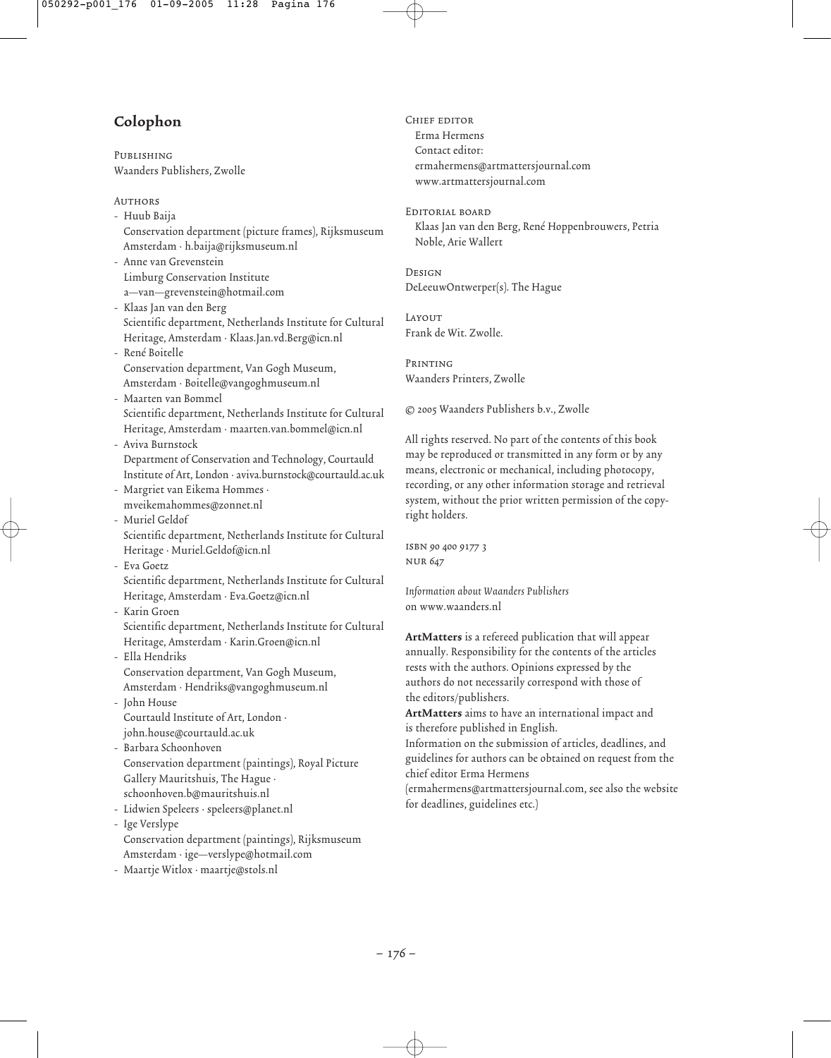## Colophon

Publishing
Waanders Publishers, Zwolle

Authors

- Huub Baija
  Conservation department (picture frames), Rijksmuseum Amsterdam · h.baija@rijksmuseum.nl
- Anne van Grevenstein
  Limburg Conservation Institute
  a—van—grevenstein@hotmail.com
- Klaas Jan van den Berg
  Scientific department, Netherlands Institute for Cultural Heritage, Amsterdam · Klaas.Jan.vd.Berg@icn.nl
- René Boitelle
  Conservation department, Van Gogh Museum, Amsterdam · Boitelle@vangoghmuseum.nl
- Maarten van Bommel
  Scientific department, Netherlands Institute for Cultural Heritage, Amsterdam · maarten.van.bommel@icn.nl
- Aviva Burnstock
  Department of Conservation and Technology, Courtauld Institute of Art, London · aviva.burnstock@courtauld.ac.uk
- Margriet van Eikema Hommes · mveikemahommes@zonnet.nl
- Muriel Geldof
  Scientific department, Netherlands Institute for Cultural Heritage · Muriel.Geldof@icn.nl
- Eva Goetz
  Scientific department, Netherlands Institute for Cultural Heritage, Amsterdam · Eva.Goetz@icn.nl
- Karin Groen
  Scientific department, Netherlands Institute for Cultural Heritage, Amsterdam · Karin.Groen@icn.nl
- Ella Hendriks
  Conservation department, Van Gogh Museum, Amsterdam · Hendriks@vangoghmuseum.nl
- John House
  Courtauld Institute of Art, London · john.house@courtauld.ac.uk
- Barbara Schoonhoven
  Conservation department (paintings), Royal Picture Gallery Mauritshuis, The Hague · schoonhoven.b@mauritshuis.nl
- Lidwien Speleers · speleers@planet.nl
- Ige Verslype
  Conservation department (paintings), Rijksmuseum Amsterdam · ige—verslype@hotmail.com
- Maartje Witlox · maartje@stols.nl

Chief editor
Erma Hermens
Contact editor:
ermahermens@artmattersjournal.com
www.artmattersjournal.com

Editorial board
Klaas Jan van den Berg, René Hoppenbrouwers, Petria Noble, Arie Wallert

Design
DeLeeuwOntwerper(s). The Hague

Layout
Frank de Wit. Zwolle.

Printing
Waanders Printers, Zwolle

© 2005 Waanders Publishers b.v., Zwolle

All rights reserved. No part of the contents of this book may be reproduced or transmitted in any form or by any means, electronic or mechanical, including photocopy, recording, or any other information storage and retrieval system, without the prior written permission of the copyright holders.

isbn 90 400 9177 3
nur 647

*Information about Waanders Publishers*
on www.waanders.nl

**ArtMatters** is a refereed publication that will appear annually. Responsibility for the contents of the articles rests with the authors. Opinions expressed by the authors do not necessarily correspond with those of the editors/publishers.
**ArtMatters** aims to have an international impact and is therefore published in English.
Information on the submission of articles, deadlines, and guidelines for authors can be obtained on request from the chief editor Erma Hermens
(ermahermens@artmattersjournal.com, see also the website for deadlines, guidelines etc.)